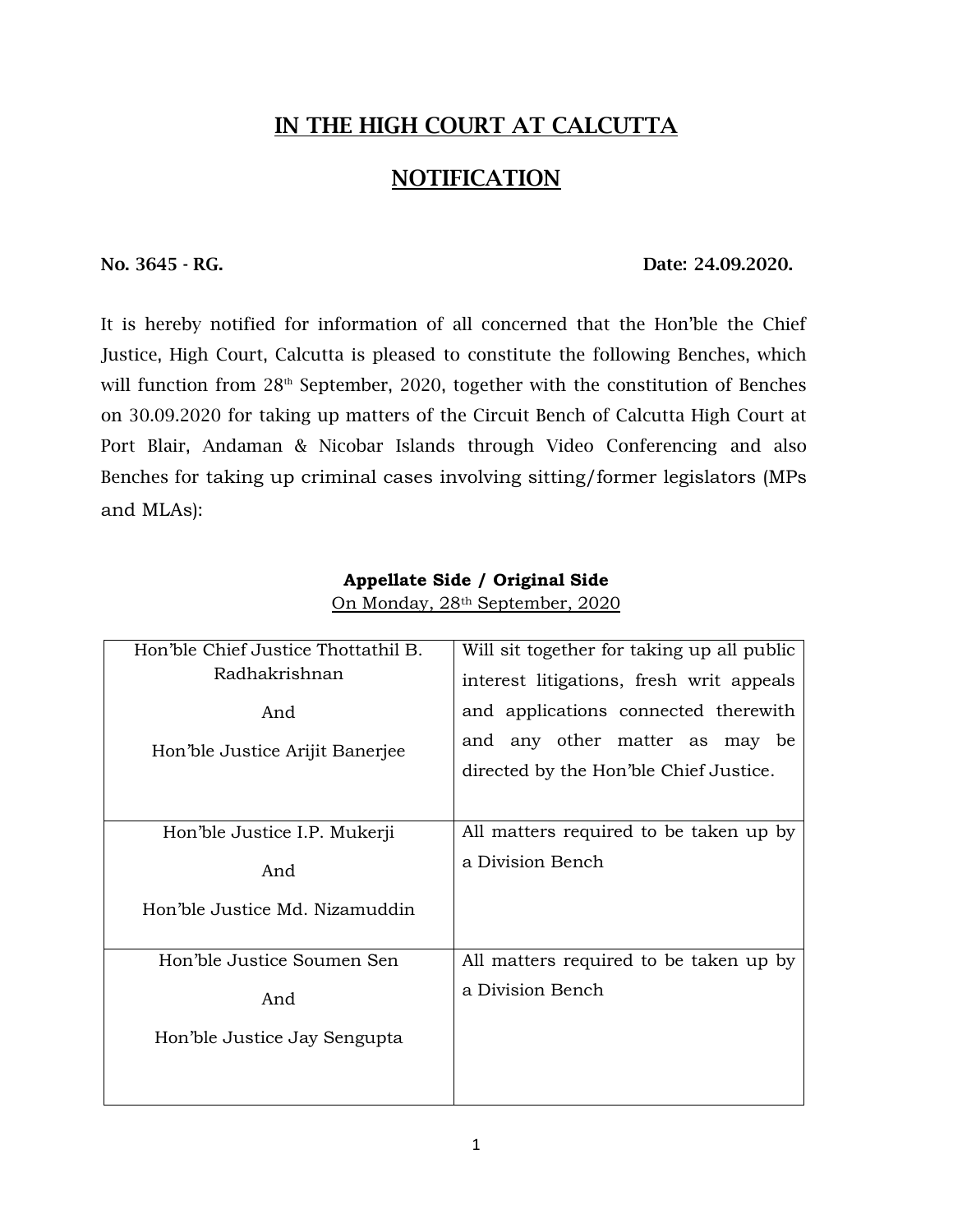# IN THE HIGH COURT AT CALCUTTA

## NOTIFICATION

**No. 3645 - RG.** **Date: 24.09.2020.**

It is hereby notified for information of all concerned that the Hon'ble the Chief Justice, High Court, Calcutta is pleased to constitute the following Benches, which will function from 28th September, 2020, together with the constitution of Benches on 30.09.2020 for taking up matters of the Circuit Bench of Calcutta High Court at Port Blair, Andaman & Nicobar Islands through Video Conferencing and also Benches for taking up criminal cases involving sitting/former legislators (MPs and MLAs):

**Appellate Side / Original Side**

On Monday, 28th September, 2020

| Bench | Matters |
|---|---|
| Hon'ble Chief Justice Thottathil B. Radhakrishnan<br>And<br>Hon'ble Justice Arijit Banerjee | Will sit together for taking up all public interest litigations, fresh writ appeals and applications connected therewith and any other matter as may be directed by the Hon'ble Chief Justice. |
| Hon'ble Justice I.P. Mukerji<br>And<br>Hon'ble Justice Md. Nizamuddin | All matters required to be taken up by a Division Bench |
| Hon'ble Justice Soumen Sen<br>And<br>Hon'ble Justice Jay Sengupta | All matters required to be taken up by a Division Bench |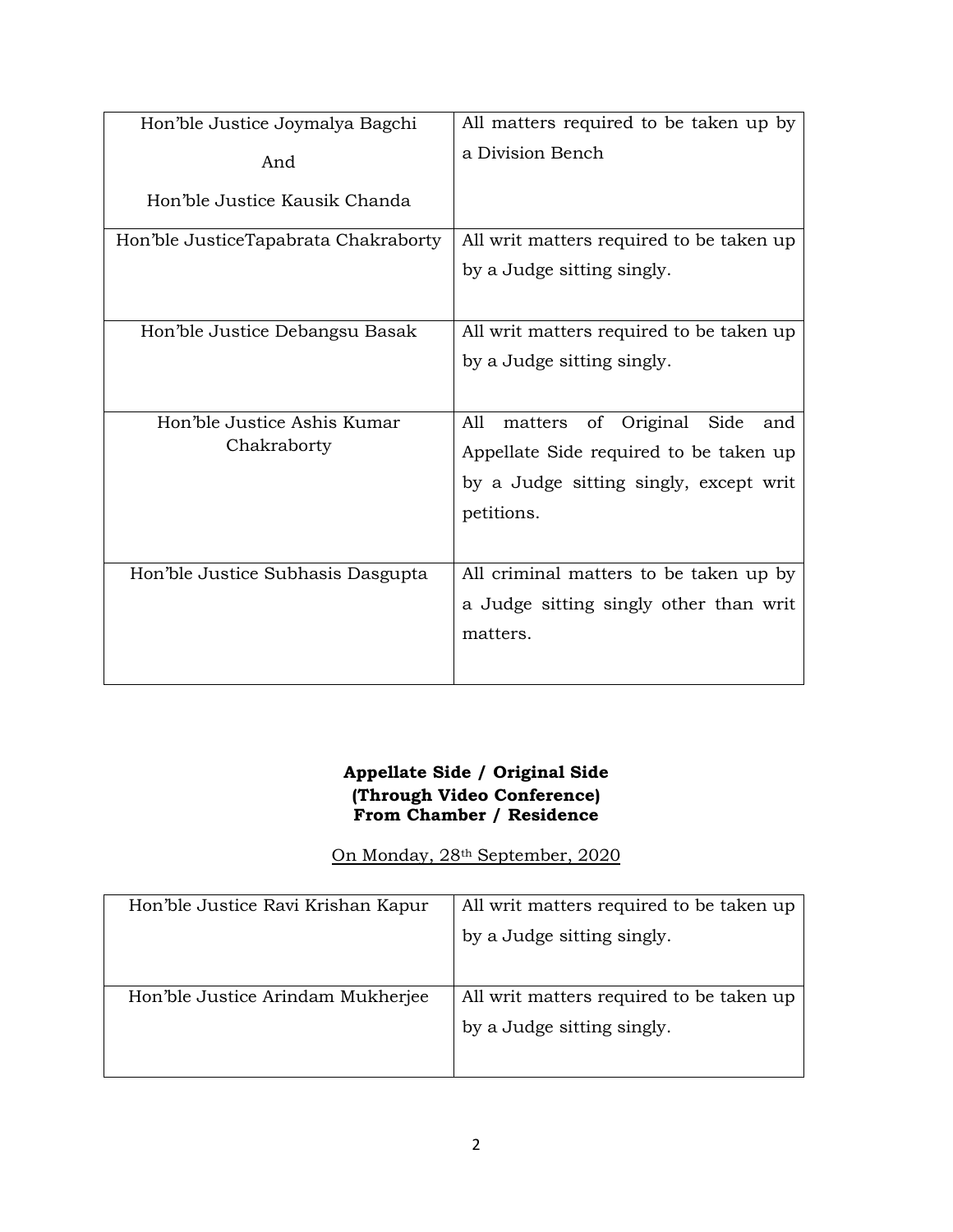| Hon'ble Justice Joymalya Bagchi<br><br>And<br><br>Hon'ble Justice Kausik Chanda | All matters required to be taken up by a Division Bench |
|---|---|
| Hon'ble JusticeTapabrata Chakraborty | All writ matters required to be taken up by a Judge sitting singly. |
| Hon'ble Justice Debangsu Basak | All writ matters required to be taken up by a Judge sitting singly. |
| Hon'ble Justice Ashis Kumar Chakraborty | All matters of Original Side and Appellate Side required to be taken up by a Judge sitting singly, except writ petitions. |
| Hon'ble Justice Subhasis Dasgupta | All criminal matters to be taken up by a Judge sitting singly other than writ matters. |

**Appellate Side / Original Side**
**(Through Video Conference)**
**From Chamber / Residence**

On Monday, 28th September, 2020

| Hon'ble Justice Ravi Krishan Kapur | All writ matters required to be taken up by a Judge sitting singly. |
|---|---|
| Hon'ble Justice Arindam Mukherjee | All writ matters required to be taken up by a Judge sitting singly. |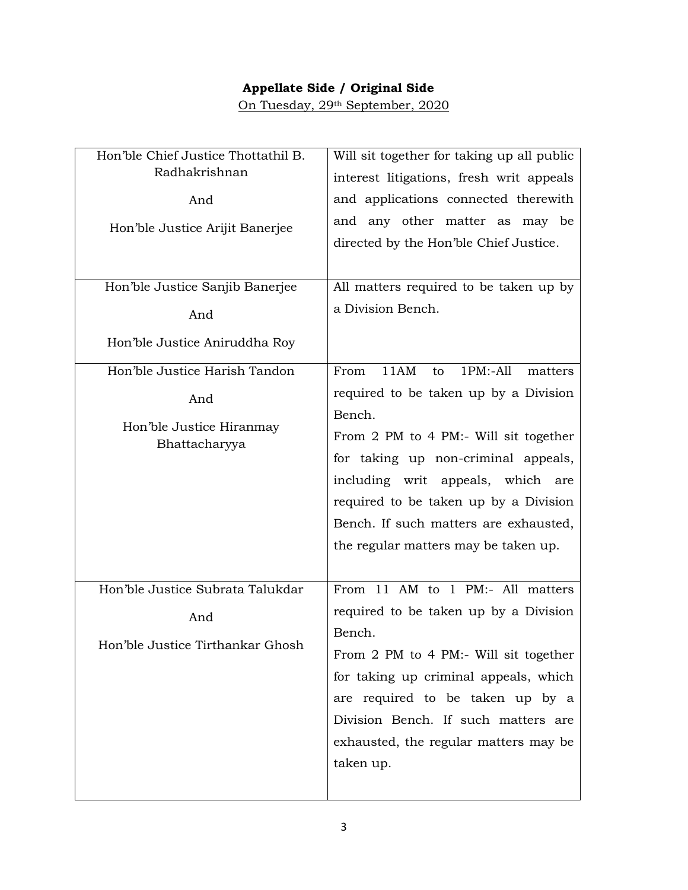**Appellate Side / Original Side**

On Tuesday, 29th September, 2020

| Bench | Matters |
|---|---|
| Hon'ble Chief Justice Thottathil B. Radhakrishnan<br><br>And<br><br>Hon'ble Justice Arijit Banerjee | Will sit together for taking up all public interest litigations, fresh writ appeals and applications connected therewith and any other matter as may be directed by the Hon'ble Chief Justice. |
| Hon'ble Justice Sanjib Banerjee<br><br>And<br><br>Hon'ble Justice Aniruddha Roy | All matters required to be taken up by a Division Bench. |
| Hon'ble Justice Harish Tandon<br><br>And<br><br>Hon'ble Justice Hiranmay Bhattacharyya | From 11AM to 1PM:-All matters required to be taken up by a Division Bench.<br>From 2 PM to 4 PM:- Will sit together for taking up non-criminal appeals, including writ appeals, which are required to be taken up by a Division Bench. If such matters are exhausted, the regular matters may be taken up. |
| Hon'ble Justice Subrata Talukdar<br><br>And<br><br>Hon'ble Justice Tirthankar Ghosh | From 11 AM to 1 PM:- All matters required to be taken up by a Division Bench.<br>From 2 PM to 4 PM:- Will sit together for taking up criminal appeals, which are required to be taken up by a Division Bench. If such matters are exhausted, the regular matters may be taken up. |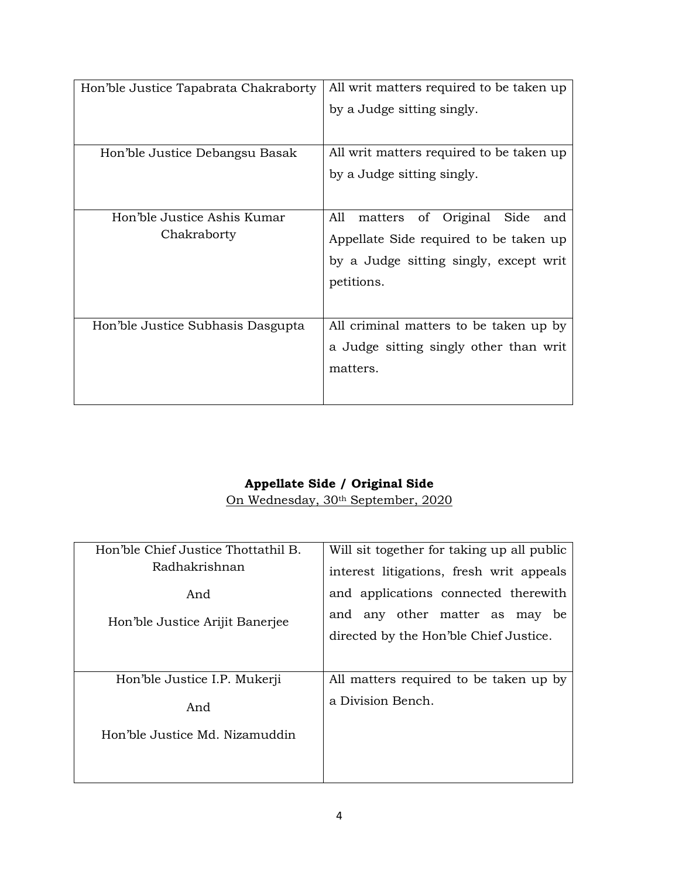| | |
|---|---|
| Hon'ble Justice Tapabrata Chakraborty | All writ matters required to be taken up by a Judge sitting singly. |
| Hon'ble Justice Debangsu Basak | All writ matters required to be taken up by a Judge sitting singly. |
| Hon'ble Justice Ashis Kumar Chakraborty | All matters of Original Side and Appellate Side required to be taken up by a Judge sitting singly, except writ petitions. |
| Hon'ble Justice Subhasis Dasgupta | All criminal matters to be taken up by a Judge sitting singly other than writ matters. |

**Appellate Side / Original Side**

On Wednesday, 30th September, 2020

| | |
|---|---|
| Hon'ble Chief Justice Thottathil B. Radhakrishnan<br><br>And<br><br>Hon'ble Justice Arijit Banerjee | Will sit together for taking up all public interest litigations, fresh writ appeals and applications connected therewith and any other matter as may be directed by the Hon'ble Chief Justice. |
| Hon'ble Justice I.P. Mukerji<br><br>And<br><br>Hon'ble Justice Md. Nizamuddin | All matters required to be taken up by a Division Bench. |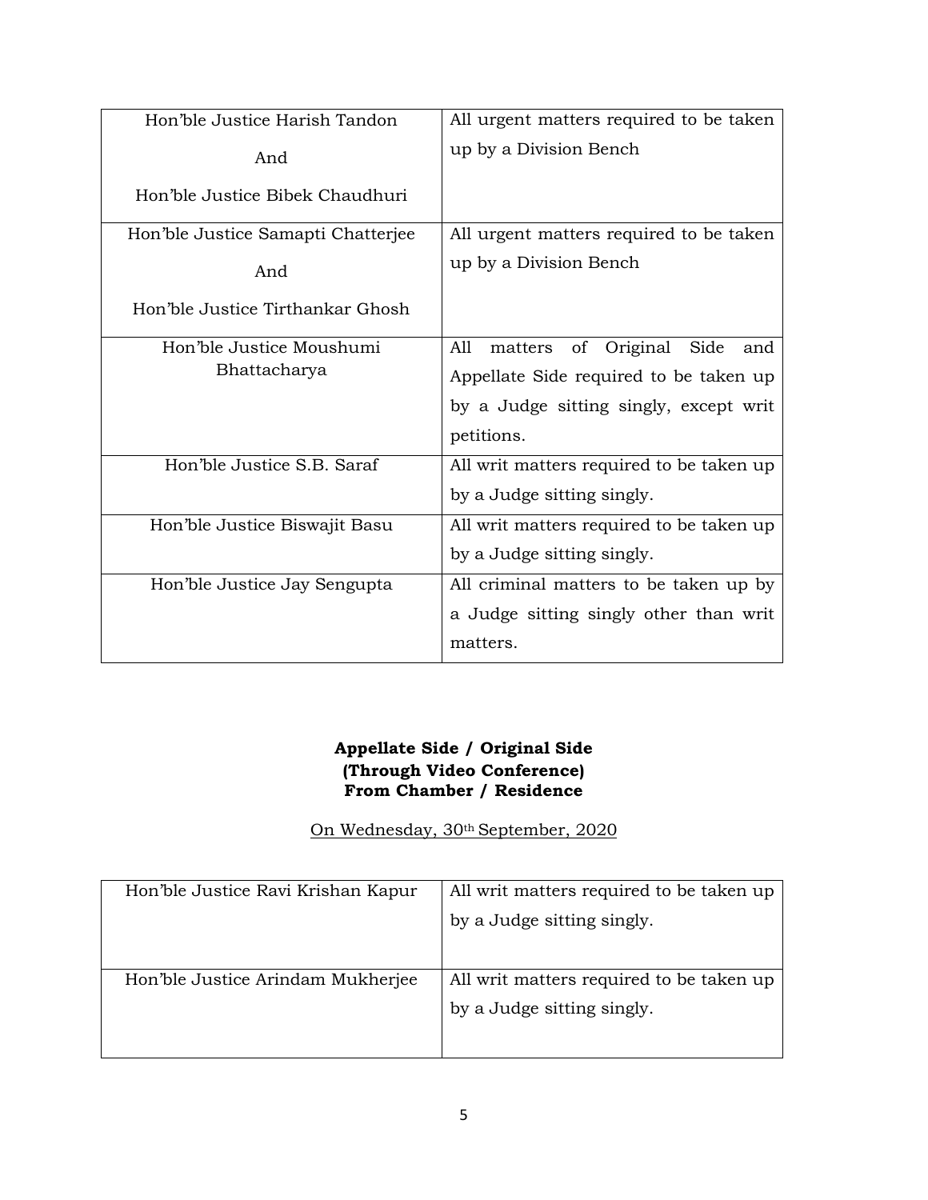| | |
|---|---|
| Hon'ble Justice Harish Tandon<br><br>And<br><br>Hon'ble Justice Bibek Chaudhuri | All urgent matters required to be taken up by a Division Bench |
| Hon'ble Justice Samapti Chatterjee<br><br>And<br><br>Hon'ble Justice Tirthankar Ghosh | All urgent matters required to be taken up by a Division Bench |
| Hon'ble Justice Moushumi Bhattacharya | All matters of Original Side and Appellate Side required to be taken up by a Judge sitting singly, except writ petitions. |
| Hon'ble Justice S.B. Saraf | All writ matters required to be taken up by a Judge sitting singly. |
| Hon'ble Justice Biswajit Basu | All writ matters required to be taken up by a Judge sitting singly. |
| Hon'ble Justice Jay Sengupta | All criminal matters to be taken up by a Judge sitting singly other than writ matters. |

**Appellate Side / Original Side**
**(Through Video Conference)**
**From Chamber / Residence**

On Wednesday, 30th September, 2020

| | |
|---|---|
| Hon'ble Justice Ravi Krishan Kapur | All writ matters required to be taken up by a Judge sitting singly. |
| Hon'ble Justice Arindam Mukherjee | All writ matters required to be taken up by a Judge sitting singly. |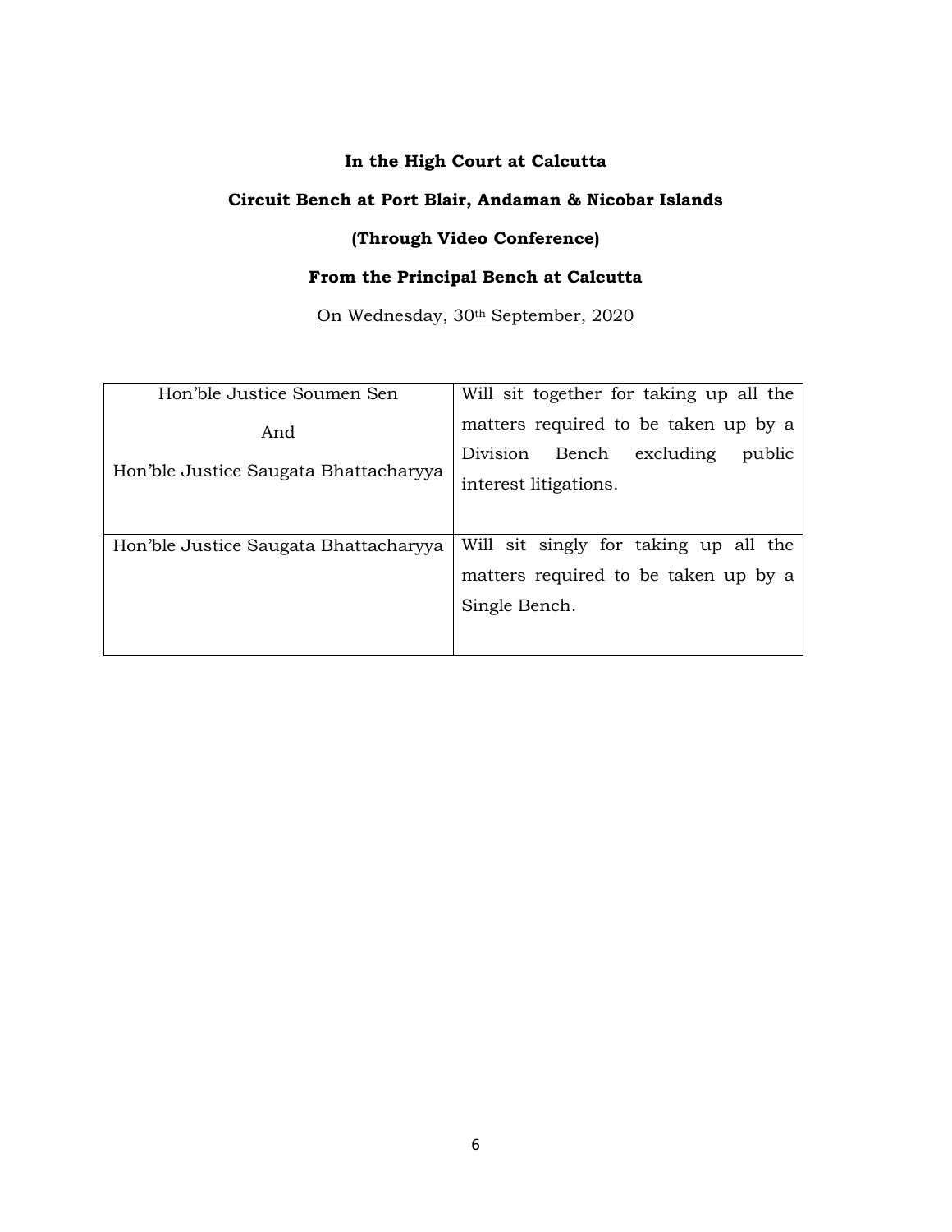**In the High Court at Calcutta**

**Circuit Bench at Port Blair, Andaman & Nicobar Islands**

**(Through Video Conference)**

**From the Principal Bench at Calcutta**

On Wednesday, 30th September, 2020

| Hon'ble Justice Soumen Sen And Hon'ble Justice Saugata Bhattacharyya | Will sit together for taking up all the matters required to be taken up by a Division Bench excluding public interest litigations. |
|---|---|
| Hon'ble Justice Saugata Bhattacharyya | Will sit singly for taking up all the matters required to be taken up by a Single Bench. |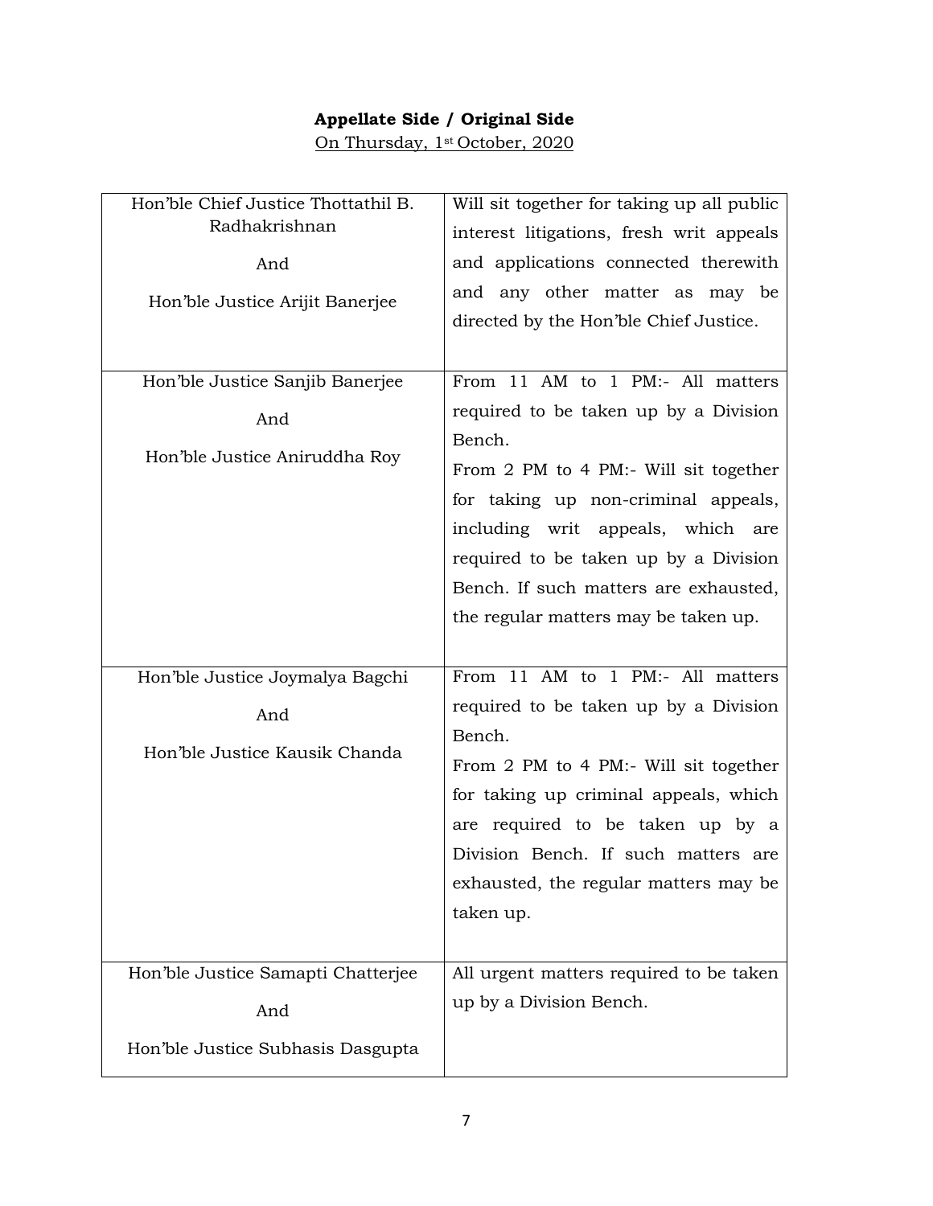**Appellate Side / Original Side**

On Thursday, 1st October, 2020

| Bench | Matters |
|---|---|
| Hon'ble Chief Justice Thottathil B. Radhakrishnan<br><br>And<br><br>Hon'ble Justice Arijit Banerjee | Will sit together for taking up all public interest litigations, fresh writ appeals and applications connected therewith and any other matter as may be directed by the Hon'ble Chief Justice. |
| Hon'ble Justice Sanjib Banerjee<br><br>And<br><br>Hon'ble Justice Aniruddha Roy | From 11 AM to 1 PM:- All matters required to be taken up by a Division Bench.<br>From 2 PM to 4 PM:- Will sit together for taking up non-criminal appeals, including writ appeals, which are required to be taken up by a Division Bench. If such matters are exhausted, the regular matters may be taken up. |
| Hon'ble Justice Joymalya Bagchi<br><br>And<br><br>Hon'ble Justice Kausik Chanda | From 11 AM to 1 PM:- All matters required to be taken up by a Division Bench.<br>From 2 PM to 4 PM:- Will sit together for taking up criminal appeals, which are required to be taken up by a Division Bench. If such matters are exhausted, the regular matters may be taken up. |
| Hon'ble Justice Samapti Chatterjee<br><br>And<br><br>Hon'ble Justice Subhasis Dasgupta | All urgent matters required to be taken up by a Division Bench. |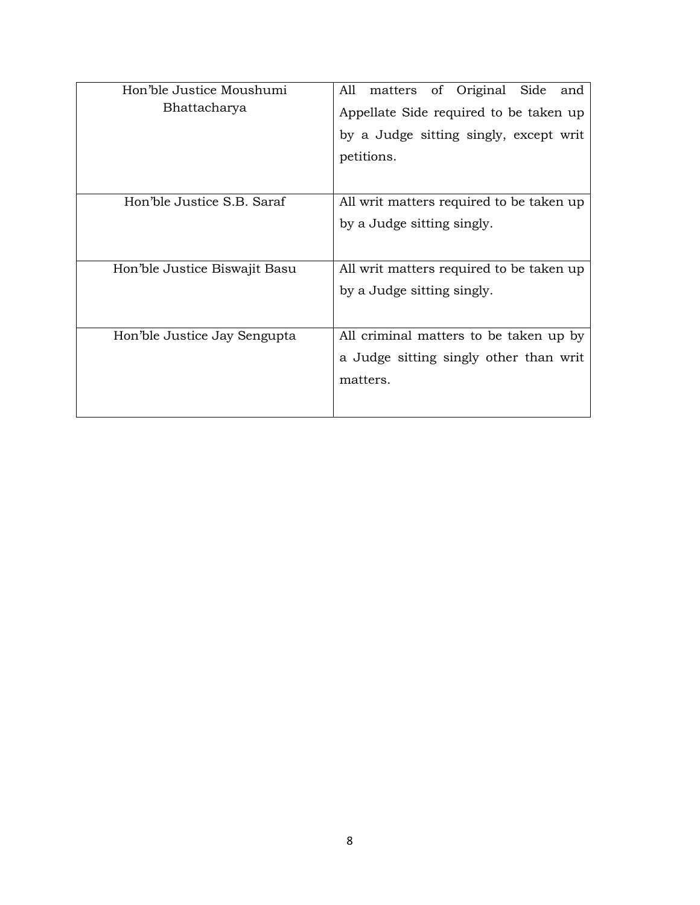| | |
|---|---|
| Hon'ble Justice Moushumi Bhattacharya | All matters of Original Side and Appellate Side required to be taken up by a Judge sitting singly, except writ petitions. |
| Hon'ble Justice S.B. Saraf | All writ matters required to be taken up by a Judge sitting singly. |
| Hon'ble Justice Biswajit Basu | All writ matters required to be taken up by a Judge sitting singly. |
| Hon'ble Justice Jay Sengupta | All criminal matters to be taken up by a Judge sitting singly other than writ matters. |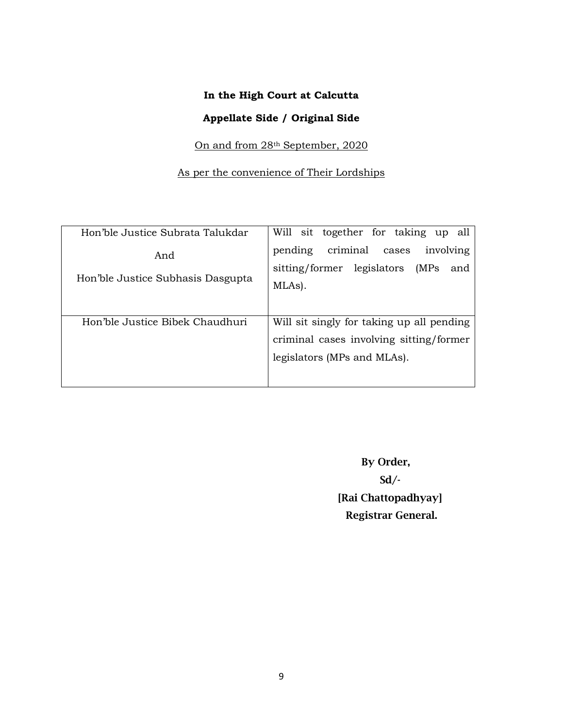**In the High Court at Calcutta**

**Appellate Side / Original Side**

On and from 28th September, 2020

As per the convenience of Their Lordships

| | |
|---|---|
| Hon'ble Justice Subrata Talukdar<br>And<br>Hon'ble Justice Subhasis Dasgupta | Will sit together for taking up all pending criminal cases involving sitting/former legislators (MPs and MLAs). |
| Hon'ble Justice Bibek Chaudhuri | Will sit singly for taking up all pending criminal cases involving sitting/former legislators (MPs and MLAs). |

**By Order,**
**Sd/-**
**[Rai Chattopadhyay]**
**Registrar General.**